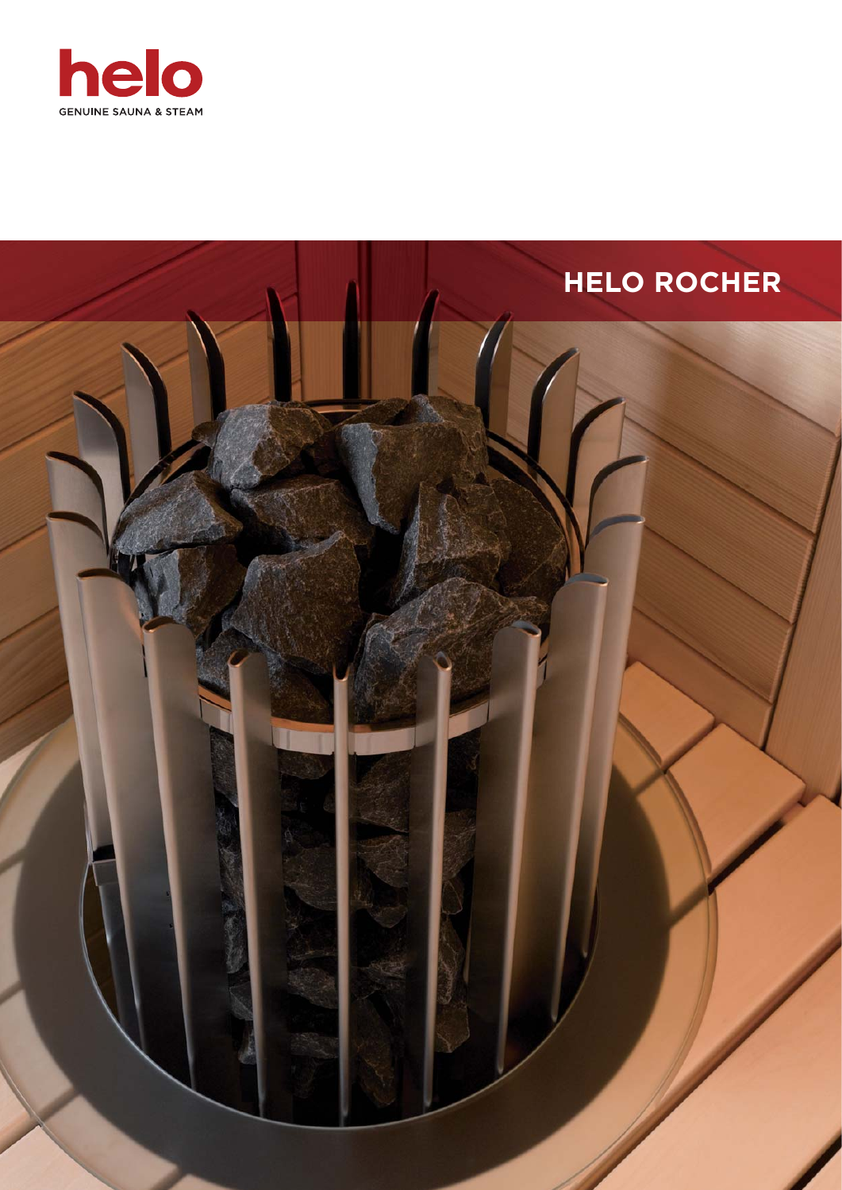helo

GENUINE SAUNA & STEAM

# HELO ROCHER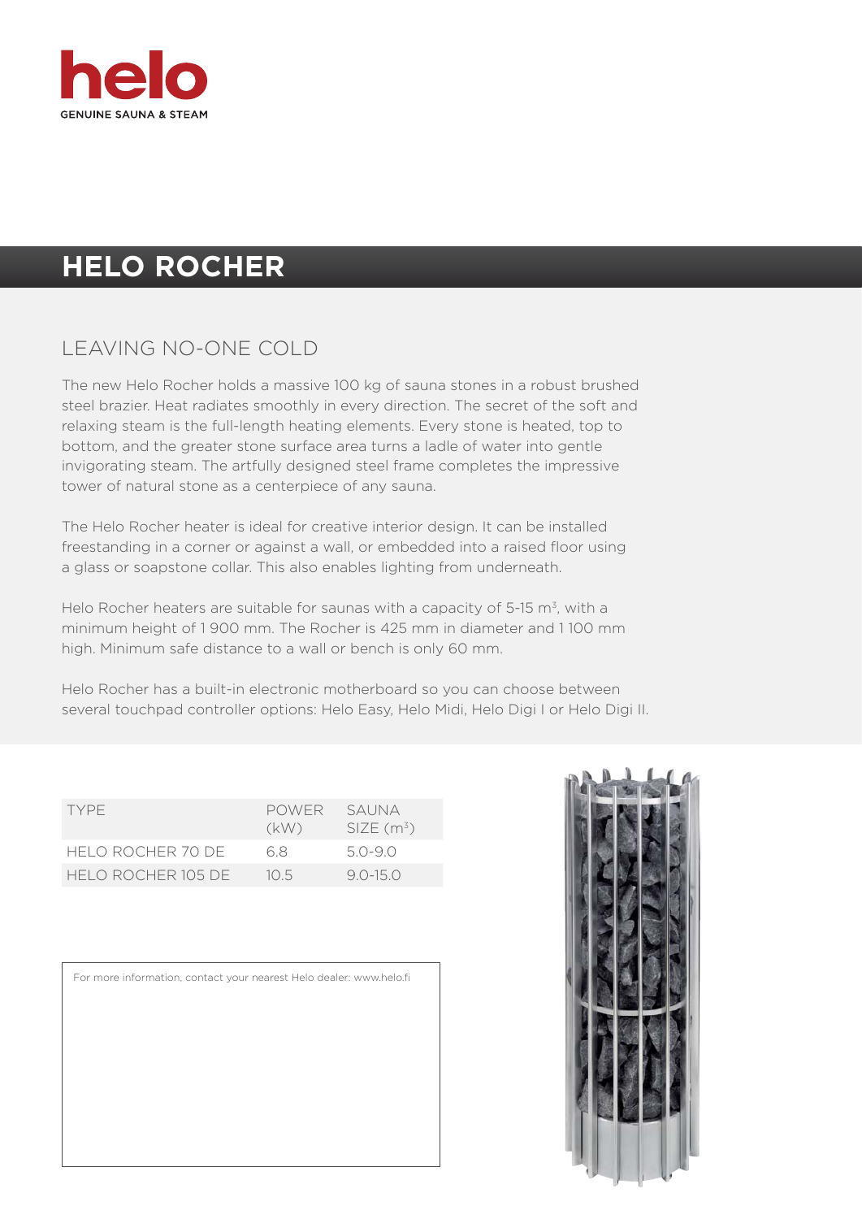helo

GENUINE SAUNA & STEAM

# HELO ROCHER

## LEAVING NO-ONE COLD

The new Helo Rocher holds a massive 100 kg of sauna stones in a robust brushed steel brazier. Heat radiates smoothly in every direction. The secret of the soft and relaxing steam is the full-length heating elements. Every stone is heated, top to bottom, and the greater stone surface area turns a ladle of water into gentle invigorating steam. The artfully designed steel frame completes the impressive tower of natural stone as a centerpiece of any sauna.

The Helo Rocher heater is ideal for creative interior design. It can be installed freestanding in a corner or against a wall, or embedded into a raised floor using a glass or soapstone collar. This also enables lighting from underneath.

Helo Rocher heaters are suitable for saunas with a capacity of 5-15 $m^3$, with a minimum height of 1 900 mm. The Rocher is 425 mm in diameter and 1 100 mm high. Minimum safe distance to a wall or bench is only 60 mm.

Helo Rocher has a built-in electronic motherboard so you can choose between several touchpad controller options: Helo Easy, Helo Midi, Helo Digi I or Helo Digi II.

| TYPE | POWER (kW) | SAUNA SIZE ($m^3$) |
|---|---|---|
| HELO ROCHER 70 DE | 6.8 | 5.0-9.0 |
| HELO ROCHER 105 DE | 10.5 | 9.0-15.0 |

For more information, contact your nearest Helo dealer: www.helo.fi